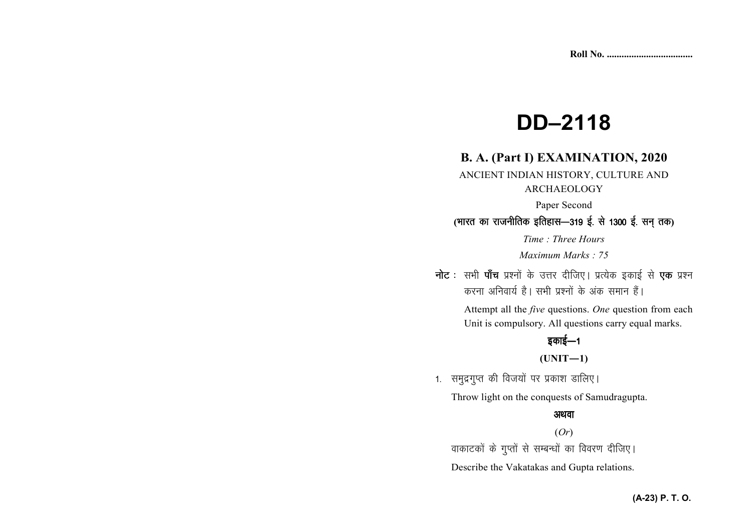Roll No. ..................................

# DD–2118

## B. A. (Part I) EXAMINATION, 2020

ANCIENT INDIAN HISTORY, CULTURE AND ARCHAEOLOGY

Paper Second

**(भारत का राजनीतिक इतिहास—319 ई. से 1300 ई. सन् तक)**

*Time : Three Hours*

*Maximum Marks : 75*

**नोट :** सभी **पाँच** प्रश्नों के उत्तर दीजिए। प्रत्येक इकाई से **एक** प्रश्न करना अनिवार्य है। सभी प्रश्नों के अंक समान हैं।

Attempt all the *five* questions. *One* question from each Unit is compulsory. All questions carry equal marks.

**इकाई—1**

**(UNIT—1)**

1. समुद्रगुप्त की विजयों पर प्रकाश डालिए।

   Throw light on the conquests of Samudragupta.

   **अथवा**

   (*Or*)

   वाकाटकों के गुप्तों से सम्बन्धों का विवरण दीजिए।

   Describe the Vakatakas and Gupta relations.

**(A-23) P. T. O.**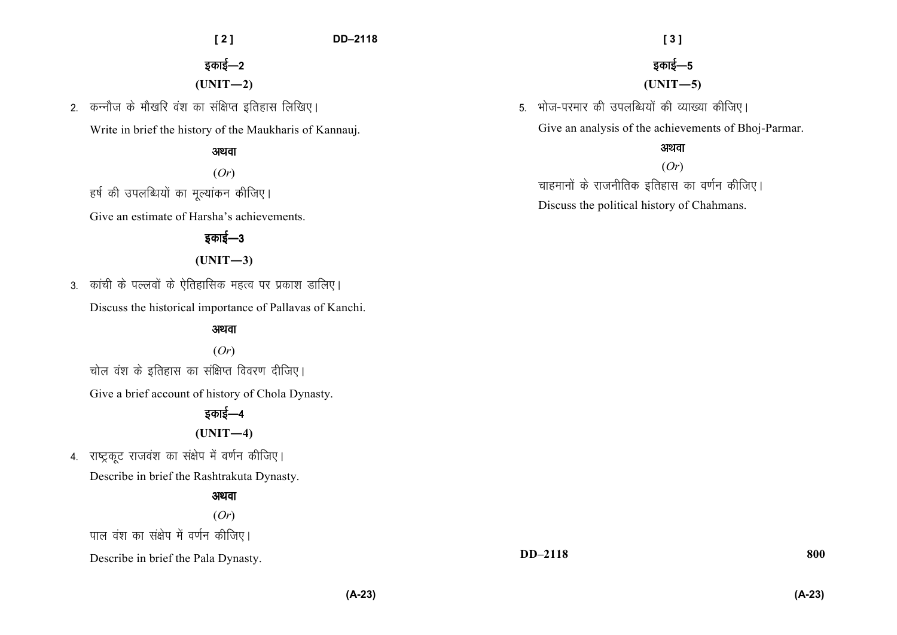## इकाई—2

## (UNIT—2)

2. कन्नौज के मौखरि वंश का संक्षिप्त इतिहास लिखिए।

   Write in brief the history of the Maukharis of Kannauj.

   अथवा

   (*Or*)

   हर्ष की उपलब्धियों का मूल्यांकन कीजिए।

   Give an estimate of Harsha's achievements.

## इकाई—3

## (UNIT—3)

3. कांची के पल्लवों के ऐतिहासिक महत्व पर प्रकाश डालिए।

   Discuss the historical importance of Pallavas of Kanchi.

   अथवा

   (*Or*)

   चोल वंश के इतिहास का संक्षिप्त विवरण दीजिए।

   Give a brief account of history of Chola Dynasty.

## इकाई—4

## (UNIT—4)

4. राष्ट्रकूट राजवंश का संक्षेप में वर्णन कीजिए।

   Describe in brief the Rashtrakuta Dynasty.

   अथवा

   (*Or*)

   पाल वंश का संक्षेप में वर्णन कीजिए।

   Describe in brief the Pala Dynasty.

## इकाई—5

## (UNIT—5)

5. भोज-परमार की उपलब्धियों की व्याख्या कीजिए।

   Give an analysis of the achievements of Bhoj-Parmar.

   अथवा

   (*Or*)

   चाहमानों के राजनीतिक इतिहास का वर्णन कीजिए।

   Discuss the political history of Chahmans.